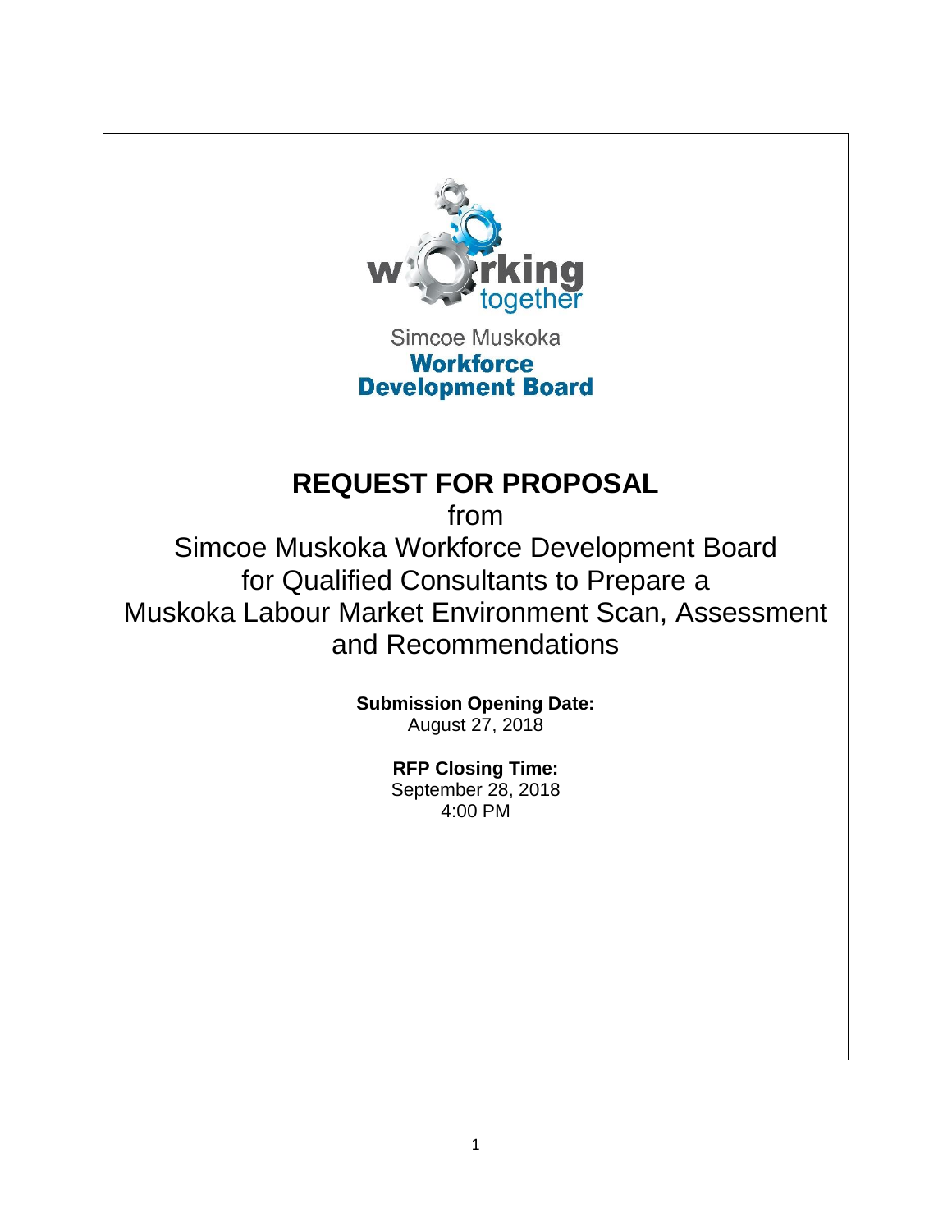working together

Simcoe Muskoka
**Workforce Development Board**

# REQUEST FOR PROPOSAL

from

Simcoe Muskoka Workforce Development Board for Qualified Consultants to Prepare a Muskoka Labour Market Environment Scan, Assessment and Recommendations

**Submission Opening Date:**
August 27, 2018

**RFP Closing Time:**
September 28, 2018
4:00 PM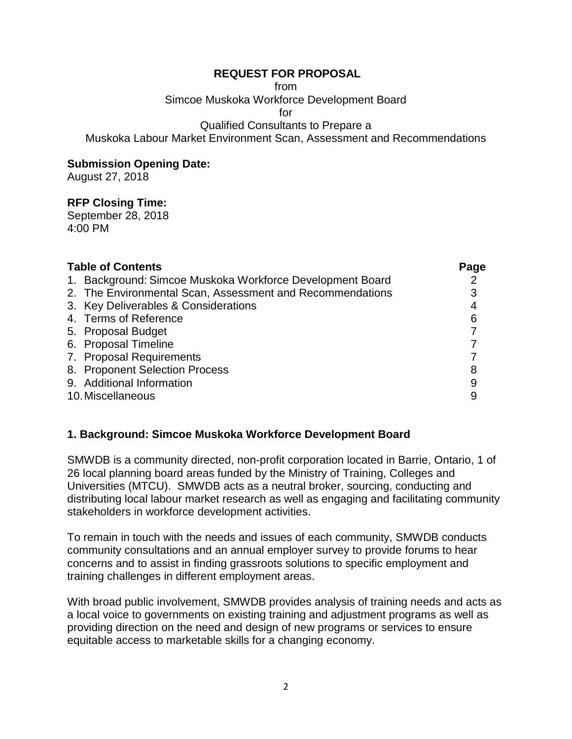**REQUEST FOR PROPOSAL**
from
Simcoe Muskoka Workforce Development Board
for
Qualified Consultants to Prepare a
Muskoka Labour Market Environment Scan, Assessment and Recommendations

**Submission Opening Date:**
August 27, 2018

**RFP Closing Time:**
September 28, 2018
4:00 PM

| Table of Contents | Page |
| --- | --- |
| 1. Background: Simcoe Muskoka Workforce Development Board | 2 |
| 2. The Environmental Scan, Assessment and Recommendations | 3 |
| 3. Key Deliverables & Considerations | 4 |
| 4. Terms of Reference | 6 |
| 5. Proposal Budget | 7 |
| 6. Proposal Timeline | 7 |
| 7. Proposal Requirements | 7 |
| 8. Proponent Selection Process | 8 |
| 9. Additional Information | 9 |
| 10. Miscellaneous | 9 |

## 1. Background: Simcoe Muskoka Workforce Development Board

SMWDB is a community directed, non-profit corporation located in Barrie, Ontario, 1 of 26 local planning board areas funded by the Ministry of Training, Colleges and Universities (MTCU). SMWDB acts as a neutral broker, sourcing, conducting and distributing local labour market research as well as engaging and facilitating community stakeholders in workforce development activities.

To remain in touch with the needs and issues of each community, SMWDB conducts community consultations and an annual employer survey to provide forums to hear concerns and to assist in finding grassroots solutions to specific employment and training challenges in different employment areas.

With broad public involvement, SMWDB provides analysis of training needs and acts as a local voice to governments on existing training and adjustment programs as well as providing direction on the need and design of new programs or services to ensure equitable access to marketable skills for a changing economy.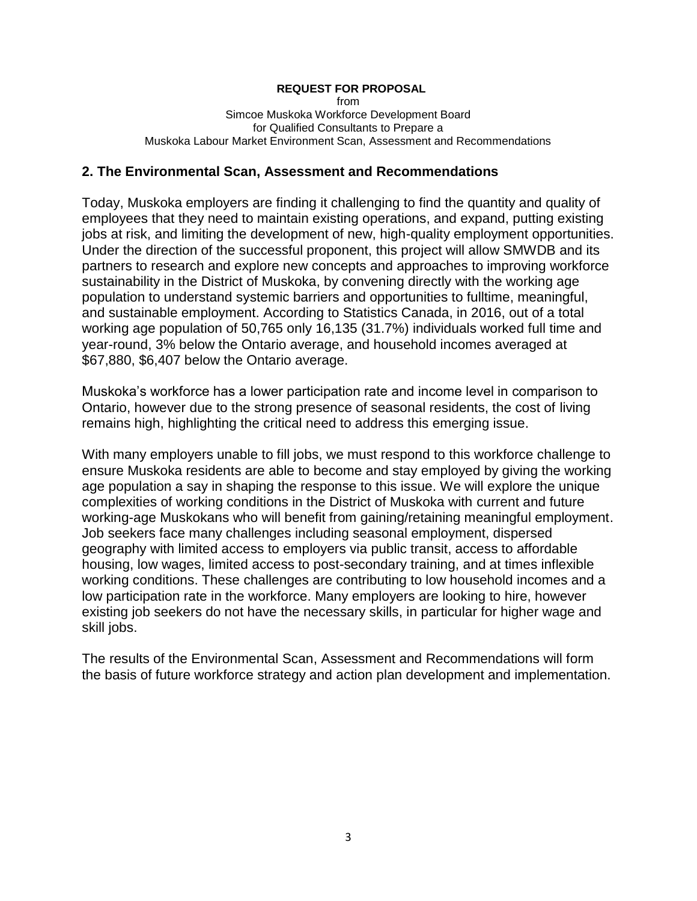## 2. The Environmental Scan, Assessment and Recommendations

Today, Muskoka employers are finding it challenging to find the quantity and quality of employees that they need to maintain existing operations, and expand, putting existing jobs at risk, and limiting the development of new, high-quality employment opportunities. Under the direction of the successful proponent, this project will allow SMWDB and its partners to research and explore new concepts and approaches to improving workforce sustainability in the District of Muskoka, by convening directly with the working age population to understand systemic barriers and opportunities to fulltime, meaningful, and sustainable employment. According to Statistics Canada, in 2016, out of a total working age population of 50,765 only 16,135 (31.7%) individuals worked full time and year-round, 3% below the Ontario average, and household incomes averaged at $67,880, $6,407 below the Ontario average.

Muskoka's workforce has a lower participation rate and income level in comparison to Ontario, however due to the strong presence of seasonal residents, the cost of living remains high, highlighting the critical need to address this emerging issue.

With many employers unable to fill jobs, we must respond to this workforce challenge to ensure Muskoka residents are able to become and stay employed by giving the working age population a say in shaping the response to this issue. We will explore the unique complexities of working conditions in the District of Muskoka with current and future working-age Muskokans who will benefit from gaining/retaining meaningful employment. Job seekers face many challenges including seasonal employment, dispersed geography with limited access to employers via public transit, access to affordable housing, low wages, limited access to post-secondary training, and at times inflexible working conditions. These challenges are contributing to low household incomes and a low participation rate in the workforce. Many employers are looking to hire, however existing job seekers do not have the necessary skills, in particular for higher wage and skill jobs.

The results of the Environmental Scan, Assessment and Recommendations will form the basis of future workforce strategy and action plan development and implementation.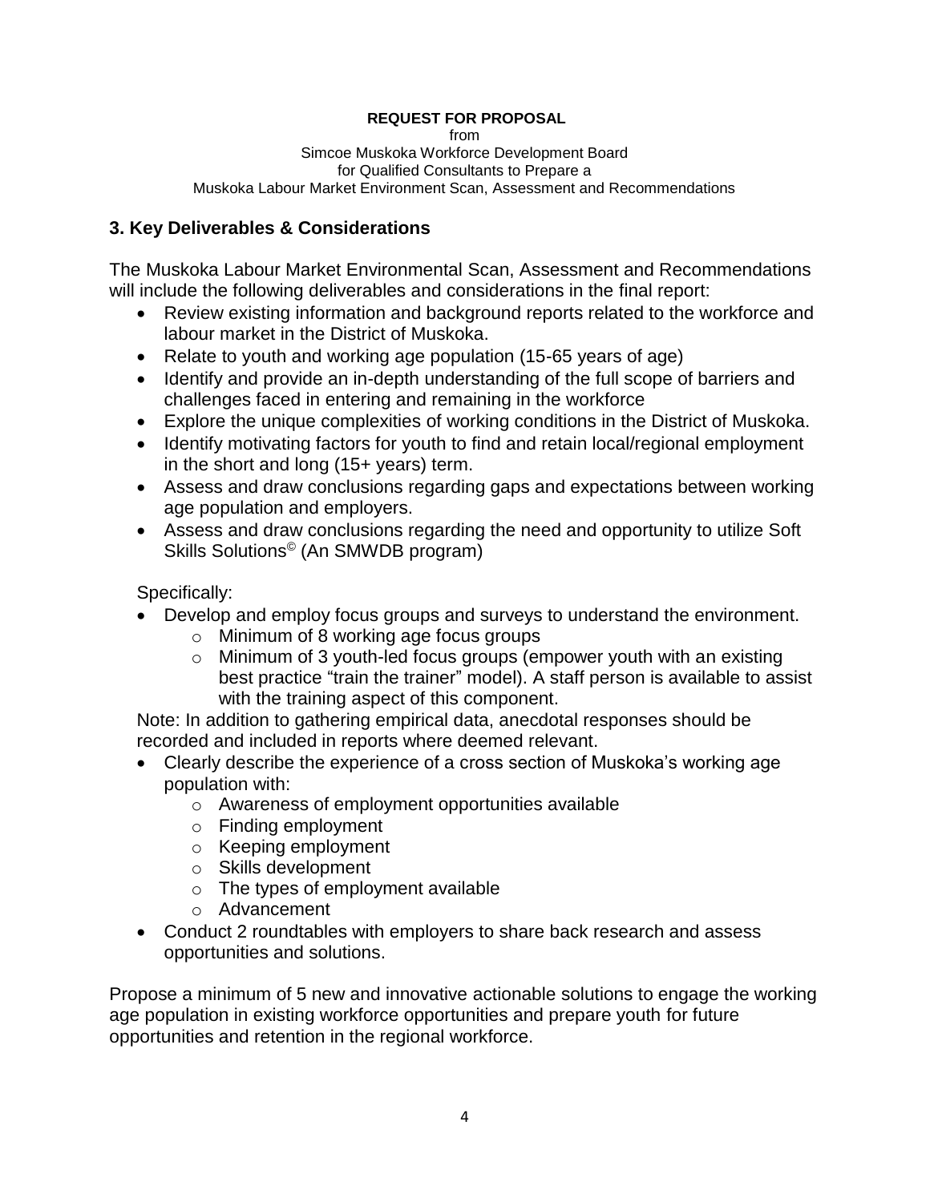## 3. Key Deliverables & Considerations

The Muskoka Labour Market Environmental Scan, Assessment and Recommendations will include the following deliverables and considerations in the final report:

- Review existing information and background reports related to the workforce and labour market in the District of Muskoka.
- Relate to youth and working age population (15-65 years of age)
- Identify and provide an in-depth understanding of the full scope of barriers and challenges faced in entering and remaining in the workforce
- Explore the unique complexities of working conditions in the District of Muskoka.
- Identify motivating factors for youth to find and retain local/regional employment in the short and long (15+ years) term.
- Assess and draw conclusions regarding gaps and expectations between working age population and employers.
- Assess and draw conclusions regarding the need and opportunity to utilize Soft Skills Solutions© (An SMWDB program)

Specifically:

- Develop and employ focus groups and surveys to understand the environment.
  - Minimum of 8 working age focus groups
  - Minimum of 3 youth-led focus groups (empower youth with an existing best practice "train the trainer" model). A staff person is available to assist with the training aspect of this component.

Note: In addition to gathering empirical data, anecdotal responses should be recorded and included in reports where deemed relevant.

- Clearly describe the experience of a cross section of Muskoka's working age population with:
  - Awareness of employment opportunities available
  - Finding employment
  - Keeping employment
  - Skills development
  - The types of employment available
  - Advancement
- Conduct 2 roundtables with employers to share back research and assess opportunities and solutions.

Propose a minimum of 5 new and innovative actionable solutions to engage the working age population in existing workforce opportunities and prepare youth for future opportunities and retention in the regional workforce.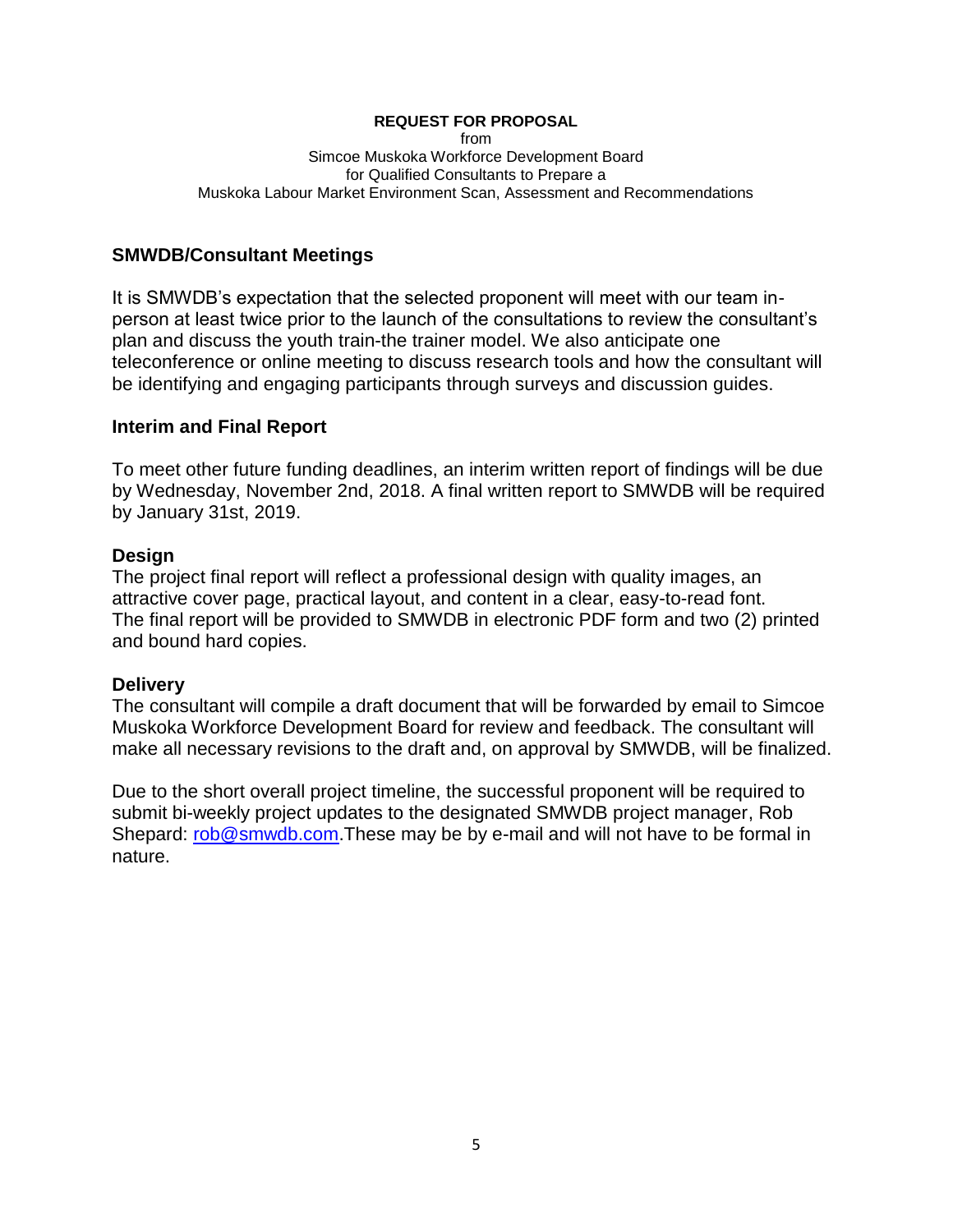**REQUEST FOR PROPOSAL**
from
Simcoe Muskoka Workforce Development Board
for Qualified Consultants to Prepare a
Muskoka Labour Market Environment Scan, Assessment and Recommendations

## SMWDB/Consultant Meetings

It is SMWDB's expectation that the selected proponent will meet with our team in-person at least twice prior to the launch of the consultations to review the consultant's plan and discuss the youth train-the trainer model. We also anticipate one teleconference or online meeting to discuss research tools and how the consultant will be identifying and engaging participants through surveys and discussion guides.

## Interim and Final Report

To meet other future funding deadlines, an interim written report of findings will be due by Wednesday, November 2nd, 2018. A final written report to SMWDB will be required by January 31st, 2019.

## Design

The project final report will reflect a professional design with quality images, an attractive cover page, practical layout, and content in a clear, easy-to-read font. The final report will be provided to SMWDB in electronic PDF form and two (2) printed and bound hard copies.

## Delivery

The consultant will compile a draft document that will be forwarded by email to Simcoe Muskoka Workforce Development Board for review and feedback. The consultant will make all necessary revisions to the draft and, on approval by SMWDB, will be finalized.

Due to the short overall project timeline, the successful proponent will be required to submit bi-weekly project updates to the designated SMWDB project manager, Rob Shepard: rob@smwdb.com.These may be by e-mail and will not have to be formal in nature.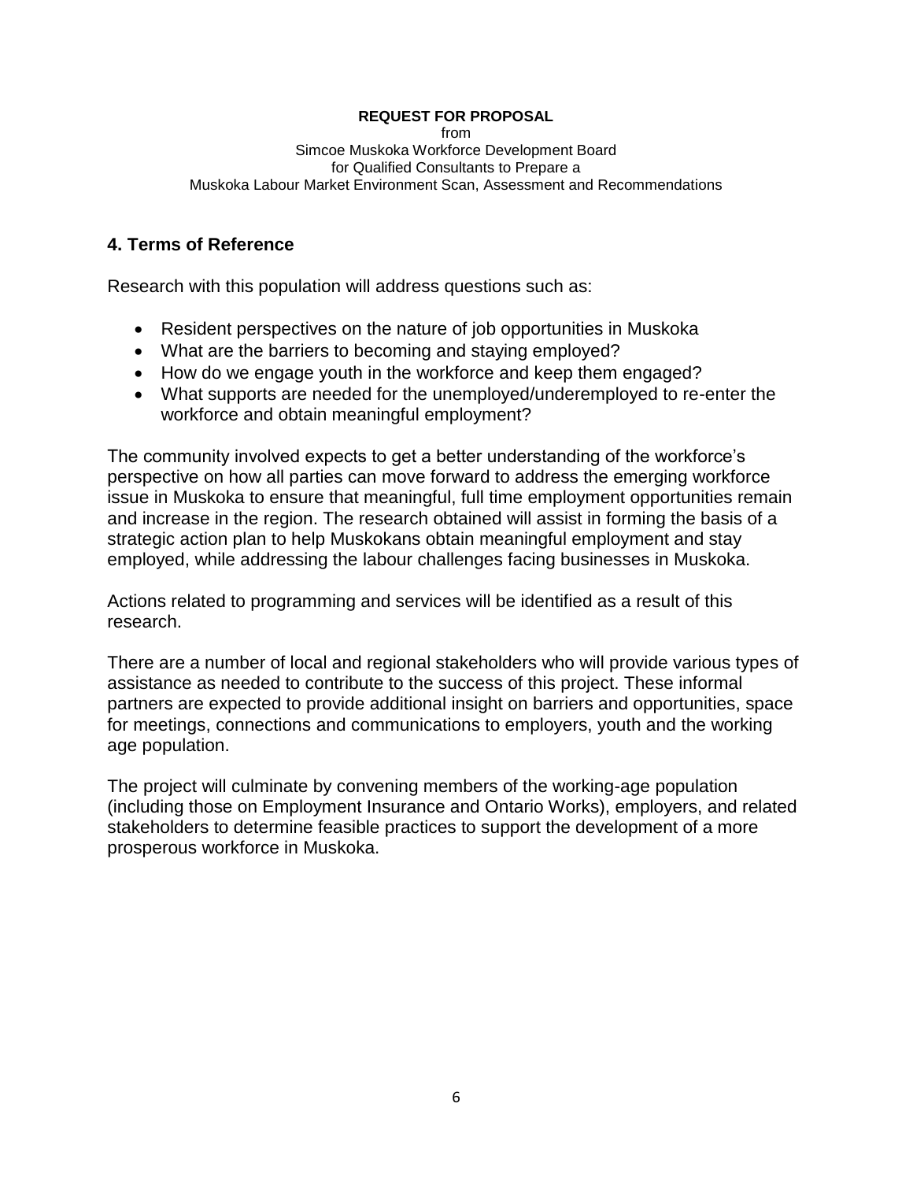## 4. Terms of Reference

Research with this population will address questions such as:

- Resident perspectives on the nature of job opportunities in Muskoka
- What are the barriers to becoming and staying employed?
- How do we engage youth in the workforce and keep them engaged?
- What supports are needed for the unemployed/underemployed to re-enter the workforce and obtain meaningful employment?

The community involved expects to get a better understanding of the workforce's perspective on how all parties can move forward to address the emerging workforce issue in Muskoka to ensure that meaningful, full time employment opportunities remain and increase in the region. The research obtained will assist in forming the basis of a strategic action plan to help Muskokans obtain meaningful employment and stay employed, while addressing the labour challenges facing businesses in Muskoka.

Actions related to programming and services will be identified as a result of this research.

There are a number of local and regional stakeholders who will provide various types of assistance as needed to contribute to the success of this project. These informal partners are expected to provide additional insight on barriers and opportunities, space for meetings, connections and communications to employers, youth and the working age population.

The project will culminate by convening members of the working-age population (including those on Employment Insurance and Ontario Works), employers, and related stakeholders to determine feasible practices to support the development of a more prosperous workforce in Muskoka.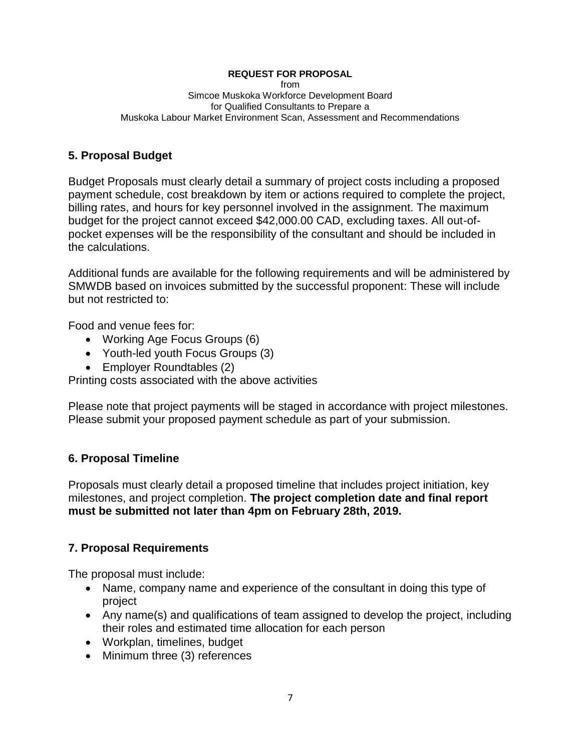**REQUEST FOR PROPOSAL**
from
Simcoe Muskoka Workforce Development Board
for Qualified Consultants to Prepare a
Muskoka Labour Market Environment Scan, Assessment and Recommendations

## 5. Proposal Budget

Budget Proposals must clearly detail a summary of project costs including a proposed payment schedule, cost breakdown by item or actions required to complete the project, billing rates, and hours for key personnel involved in the assignment. The maximum budget for the project cannot exceed $42,000.00 CAD, excluding taxes. All out-of-pocket expenses will be the responsibility of the consultant and should be included in the calculations.

Additional funds are available for the following requirements and will be administered by SMWDB based on invoices submitted by the successful proponent: These will include but not restricted to:

Food and venue fees for:

- Working Age Focus Groups (6)
- Youth-led youth Focus Groups (3)
- Employer Roundtables (2)

Printing costs associated with the above activities

Please note that project payments will be staged in accordance with project milestones. Please submit your proposed payment schedule as part of your submission.

## 6. Proposal Timeline

Proposals must clearly detail a proposed timeline that includes project initiation, key milestones, and project completion. **The project completion date and final report must be submitted not later than 4pm on February 28th, 2019.**

## 7. Proposal Requirements

The proposal must include:

- Name, company name and experience of the consultant in doing this type of project
- Any name(s) and qualifications of team assigned to develop the project, including their roles and estimated time allocation for each person
- Workplan, timelines, budget
- Minimum three (3) references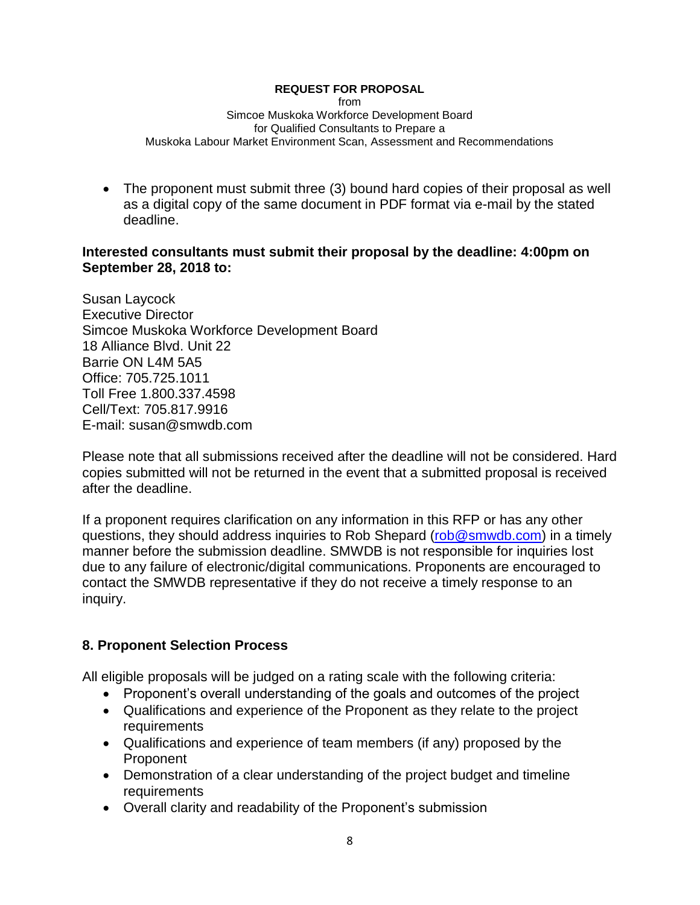- The proponent must submit three (3) bound hard copies of their proposal as well as a digital copy of the same document in PDF format via e-mail by the stated deadline.

**Interested consultants must submit their proposal by the deadline: 4:00pm on September 28, 2018 to:**

Susan Laycock
Executive Director
Simcoe Muskoka Workforce Development Board
18 Alliance Blvd. Unit 22
Barrie ON L4M 5A5
Office: 705.725.1011
Toll Free 1.800.337.4598
Cell/Text: 705.817.9916
E-mail: susan@smwdb.com

Please note that all submissions received after the deadline will not be considered. Hard copies submitted will not be returned in the event that a submitted proposal is received after the deadline.

If a proponent requires clarification on any information in this RFP or has any other questions, they should address inquiries to Rob Shepard (rob@smwdb.com) in a timely manner before the submission deadline. SMWDB is not responsible for inquiries lost due to any failure of electronic/digital communications. Proponents are encouraged to contact the SMWDB representative if they do not receive a timely response to an inquiry.

## 8. Proponent Selection Process

All eligible proposals will be judged on a rating scale with the following criteria:

- Proponent's overall understanding of the goals and outcomes of the project
- Qualifications and experience of the Proponent as they relate to the project requirements
- Qualifications and experience of team members (if any) proposed by the Proponent
- Demonstration of a clear understanding of the project budget and timeline requirements
- Overall clarity and readability of the Proponent's submission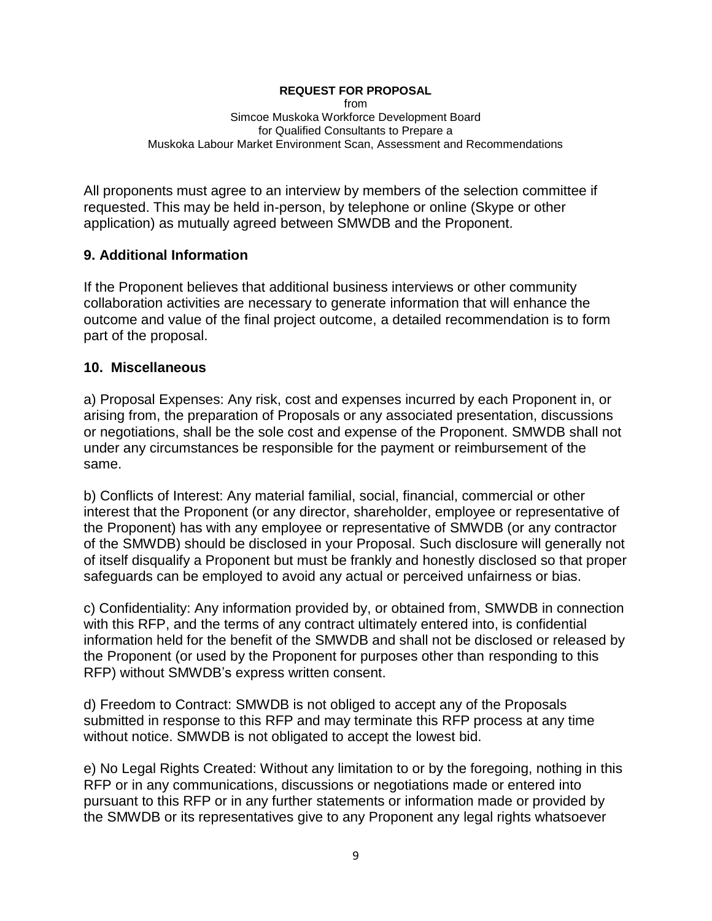All proponents must agree to an interview by members of the selection committee if requested. This may be held in-person, by telephone or online (Skype or other application) as mutually agreed between SMWDB and the Proponent.

## 9. Additional Information

If the Proponent believes that additional business interviews or other community collaboration activities are necessary to generate information that will enhance the outcome and value of the final project outcome, a detailed recommendation is to form part of the proposal.

## 10. Miscellaneous

a) Proposal Expenses: Any risk, cost and expenses incurred by each Proponent in, or arising from, the preparation of Proposals or any associated presentation, discussions or negotiations, shall be the sole cost and expense of the Proponent. SMWDB shall not under any circumstances be responsible for the payment or reimbursement of the same.

b) Conflicts of Interest: Any material familial, social, financial, commercial or other interest that the Proponent (or any director, shareholder, employee or representative of the Proponent) has with any employee or representative of SMWDB (or any contractor of the SMWDB) should be disclosed in your Proposal. Such disclosure will generally not of itself disqualify a Proponent but must be frankly and honestly disclosed so that proper safeguards can be employed to avoid any actual or perceived unfairness or bias.

c) Confidentiality: Any information provided by, or obtained from, SMWDB in connection with this RFP, and the terms of any contract ultimately entered into, is confidential information held for the benefit of the SMWDB and shall not be disclosed or released by the Proponent (or used by the Proponent for purposes other than responding to this RFP) without SMWDB's express written consent.

d) Freedom to Contract: SMWDB is not obliged to accept any of the Proposals submitted in response to this RFP and may terminate this RFP process at any time without notice. SMWDB is not obligated to accept the lowest bid.

e) No Legal Rights Created: Without any limitation to or by the foregoing, nothing in this RFP or in any communications, discussions or negotiations made or entered into pursuant to this RFP or in any further statements or information made or provided by the SMWDB or its representatives give to any Proponent any legal rights whatsoever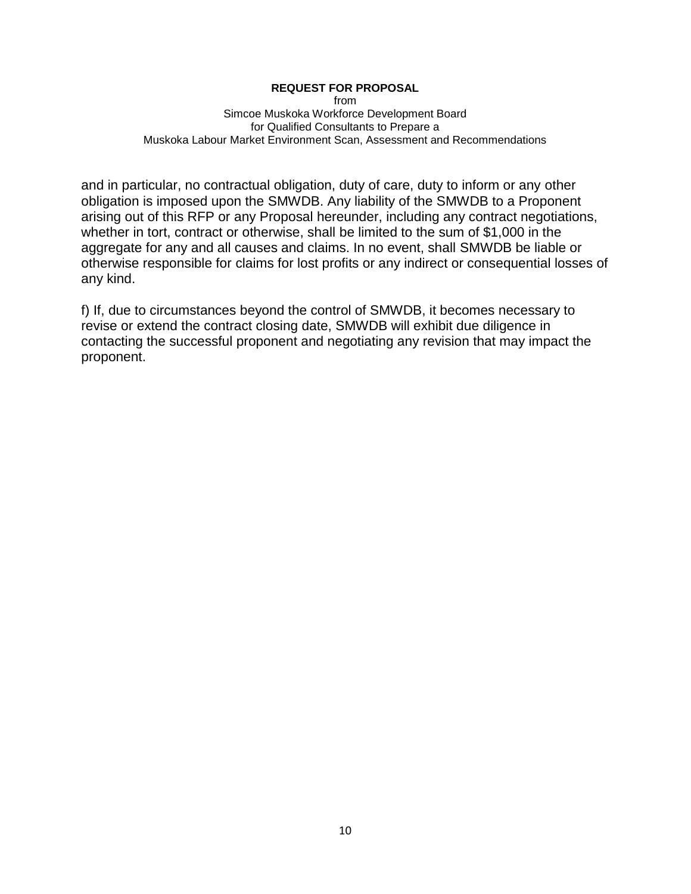and in particular, no contractual obligation, duty of care, duty to inform or any other obligation is imposed upon the SMWDB. Any liability of the SMWDB to a Proponent arising out of this RFP or any Proposal hereunder, including any contract negotiations, whether in tort, contract or otherwise, shall be limited to the sum of $1,000 in the aggregate for any and all causes and claims. In no event, shall SMWDB be liable or otherwise responsible for claims for lost profits or any indirect or consequential losses of any kind.

f) If, due to circumstances beyond the control of SMWDB, it becomes necessary to revise or extend the contract closing date, SMWDB will exhibit due diligence in contacting the successful proponent and negotiating any revision that may impact the proponent.